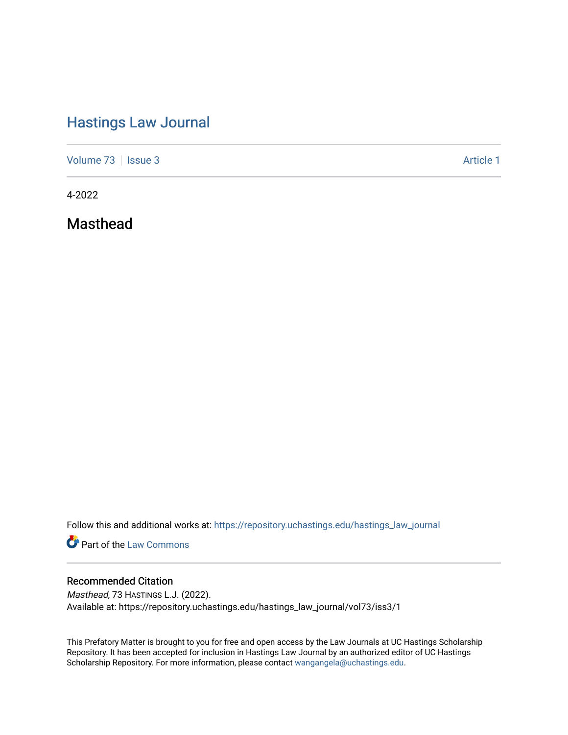# Hastings Law Journal

Volume 73 | Issue 3 Article 1

4-2022

## Masthead

Follow this and additional works at: https://repository.uchastings.edu/hastings_law_journal

Part of the Law Commons

### Recommended Citation

*Masthead*, 73 HASTINGS L.J. (2022).
Available at: https://repository.uchastings.edu/hastings_law_journal/vol73/iss3/1

This Prefatory Matter is brought to you for free and open access by the Law Journals at UC Hastings Scholarship Repository. It has been accepted for inclusion in Hastings Law Journal by an authorized editor of UC Hastings Scholarship Repository. For more information, please contact wangangela@uchastings.edu.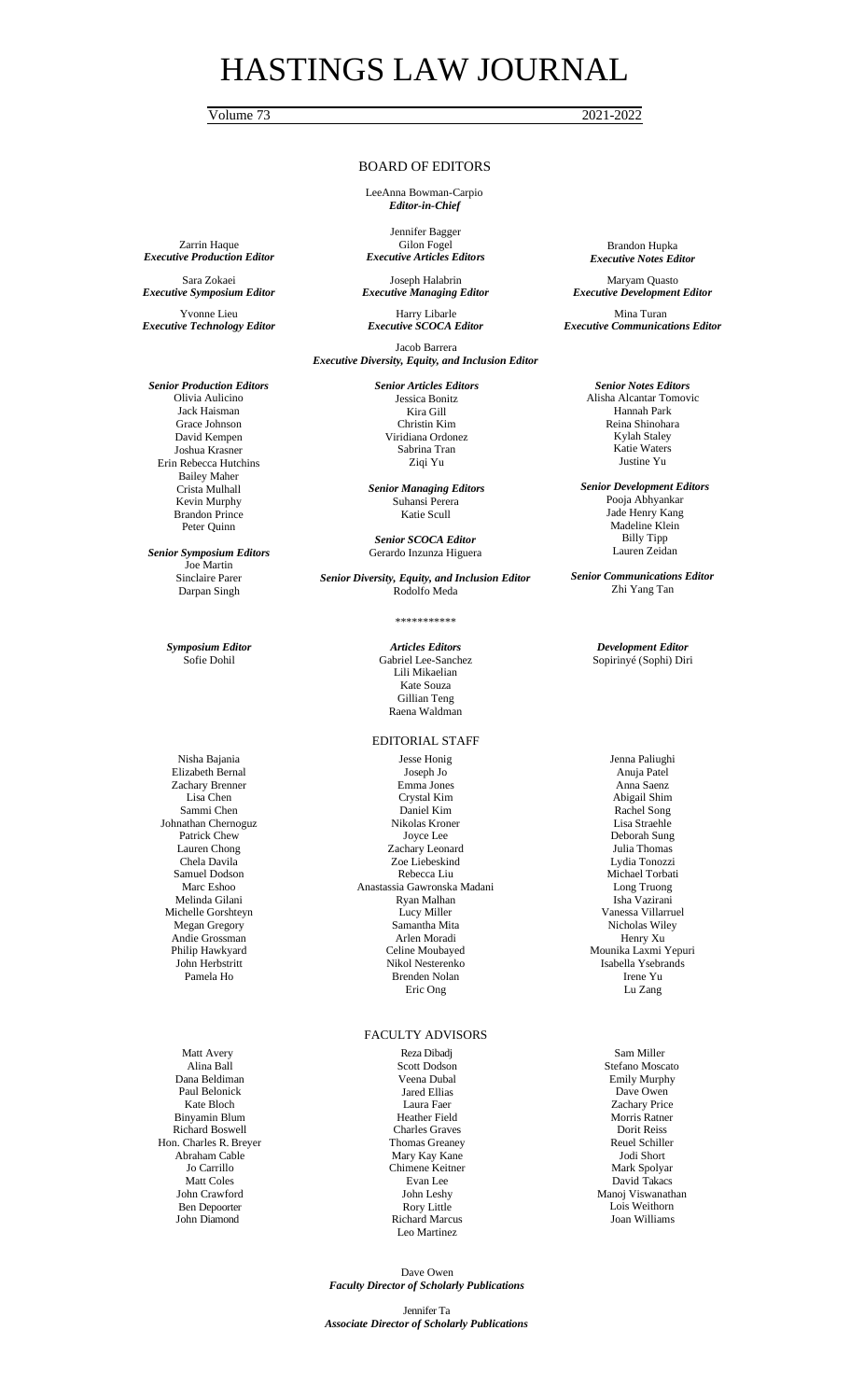# HASTINGS LAW JOURNAL

Volume 73 2021-2022

## BOARD OF EDITORS

LeeAnna Bowman-Carpio
***Editor-in-Chief***

Zarrin Haque
***Executive Production Editor***

Jennifer Bagger
Gilon Fogel
***Executive Articles Editors***

Brandon Hupka
***Executive Notes Editor***

Sara Zokaei
***Executive Symposium Editor***

Joseph Halabrin
***Executive Managing Editor***

Maryam Quasto
***Executive Development Editor***

Yvonne Lieu
***Executive Technology Editor***

Harry Libarle
***Executive SCOCA Editor***

Mina Turan
***Executive Communications Editor***

Jacob Barrera
***Executive Diversity, Equity, and Inclusion Editor***

***Senior Production Editors***
Olivia Aulicino
Jack Haisman
Grace Johnson
David Kempen
Joshua Krasner
Erin Rebecca Hutchins
Bailey Maher
Crista Mulhall
Kevin Murphy
Brandon Prince
Peter Quinn

***Senior Symposium Editors***
Joe Martin
Sinclaire Parer
Darpan Singh

***Senior Articles Editors***
Jessica Bonitz
Kira Gill
Christin Kim
Viridiana Ordonez
Sabrina Tran
Ziqi Yu

***Senior Managing Editors***
Suhansi Perera
Katie Scull

***Senior SCOCA Editor***
Gerardo Inzunza Higuera

***Senior Diversity, Equity, and Inclusion Editor***
Rodolfo Meda

***Senior Notes Editors***
Alisha Alcantar Tomovic
Hannah Park
Reina Shinohara
Kylah Staley
Katie Waters
Justine Yu

***Senior Development Editors***
Pooja Abhyankar
Jade Henry Kang
Madeline Klein
Billy Tipp
Lauren Zeidan

***Senior Communications Editor***
Zhi Yang Tan

\*\*\*\*\*\*\*\*\*\*\*

***Symposium Editor***
Sofie Dohil

***Articles Editors***
Gabriel Lee-Sanchez
Lili Mikaelian
Kate Souza
Gillian Teng
Raena Waldman

***Development Editor***
Sopirinyé (Sophi) Diri

## EDITORIAL STAFF

Nisha Bajania
Elizabeth Bernal
Zachary Brenner
Lisa Chen
Sammi Chen
Johnathan Chernoguz
Patrick Chew
Lauren Chong
Chela Davila
Samuel Dodson
Marc Eshoo
Melinda Gilani
Michelle Gorshteyn
Megan Gregory
Andie Grossman
Philip Hawkyard
John Herbstritt
Pamela Ho

Jesse Honig
Joseph Jo
Emma Jones
Crystal Kim
Daniel Kim
Nikolas Kroner
Joyce Lee
Zachary Leonard
Zoe Liebeskind
Rebecca Liu
Anastassia Gawronska Madani
Ryan Malhan
Lucy Miller
Samantha Mita
Arlen Moradi
Celine Moubayed
Nikol Nesterenko
Brenden Nolan
Eric Ong

Jenna Paliughi
Anuja Patel
Anna Saenz
Abigail Shim
Rachel Song
Lisa Straehle
Deborah Sung
Julia Thomas
Lydia Tonozzi
Michael Torbati
Long Truong
Isha Vazirani
Vanessa Villarruel
Nicholas Wiley
Henry Xu
Mounika Laxmi Yepuri
Isabella Ysebrands
Irene Yu
Lu Zang

## FACULTY ADVISORS

Matt Avery
Alina Ball
Dana Beldiman
Paul Belonick
Kate Bloch
Binyamin Blum
Richard Boswell
Hon. Charles R. Breyer
Abraham Cable
Jo Carrillo
Matt Coles
John Crawford
Ben Depoorter
John Diamond

Reza Dibadj
Scott Dodson
Veena Dubal
Jared Ellias
Laura Faer
Heather Field
Charles Graves
Thomas Greaney
Mary Kay Kane
Chimene Keitner
Evan Lee
John Leshy
Rory Little
Richard Marcus
Leo Martinez

Sam Miller
Stefano Moscato
Emily Murphy
Dave Owen
Zachary Price
Morris Ratner
Dorit Reiss
Reuel Schiller
Jodi Short
Mark Spolyar
David Takacs
Manoj Viswanathan
Lois Weithorn
Joan Williams

Dave Owen
***Faculty Director of Scholarly Publications***

Jennifer Ta
***Associate Director of Scholarly Publications***